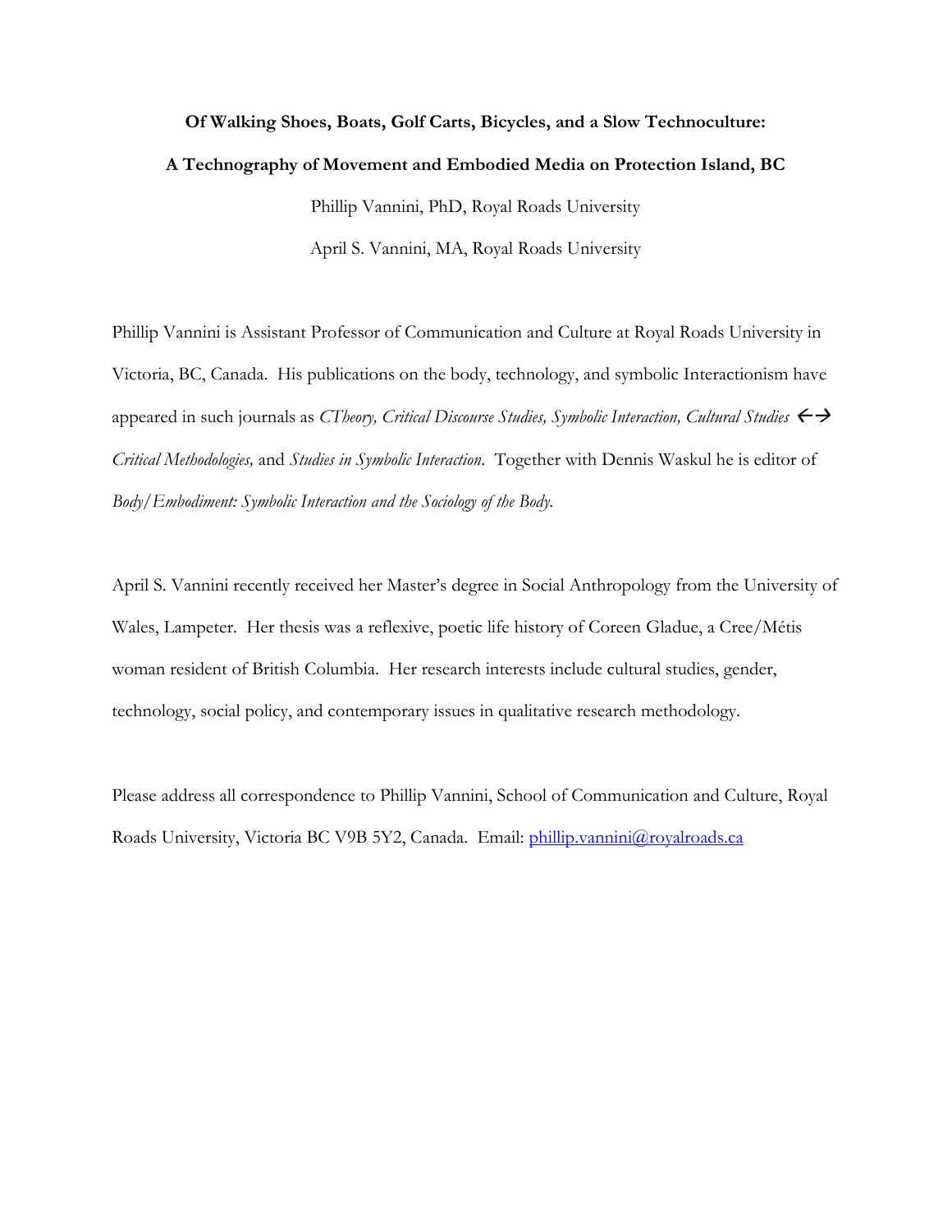**Of Walking Shoes, Boats, Golf Carts, Bicycles, and a Slow Technoculture:**

**A Technography of Movement and Embodied Media on Protection Island, BC**

Phillip Vannini, PhD, Royal Roads University

April S. Vannini, MA, Royal Roads University

Phillip Vannini is Assistant Professor of Communication and Culture at Royal Roads University in Victoria, BC, Canada. His publications on the body, technology, and symbolic Interactionism have appeared in such journals as *CTheory, Critical Discourse Studies, Symbolic Interaction, Cultural Studies ←→ Critical Methodologies,* and *Studies in Symbolic Interaction*. Together with Dennis Waskul he is editor of *Body/Embodiment: Symbolic Interaction and the Sociology of the Body.*

April S. Vannini recently received her Master's degree in Social Anthropology from the University of Wales, Lampeter. Her thesis was a reflexive, poetic life history of Coreen Gladue, a Cree/Métis woman resident of British Columbia. Her research interests include cultural studies, gender, technology, social policy, and contemporary issues in qualitative research methodology.

Please address all correspondence to Phillip Vannini, School of Communication and Culture, Royal Roads University, Victoria BC V9B 5Y2, Canada. Email: phillip.vannini@royalroads.ca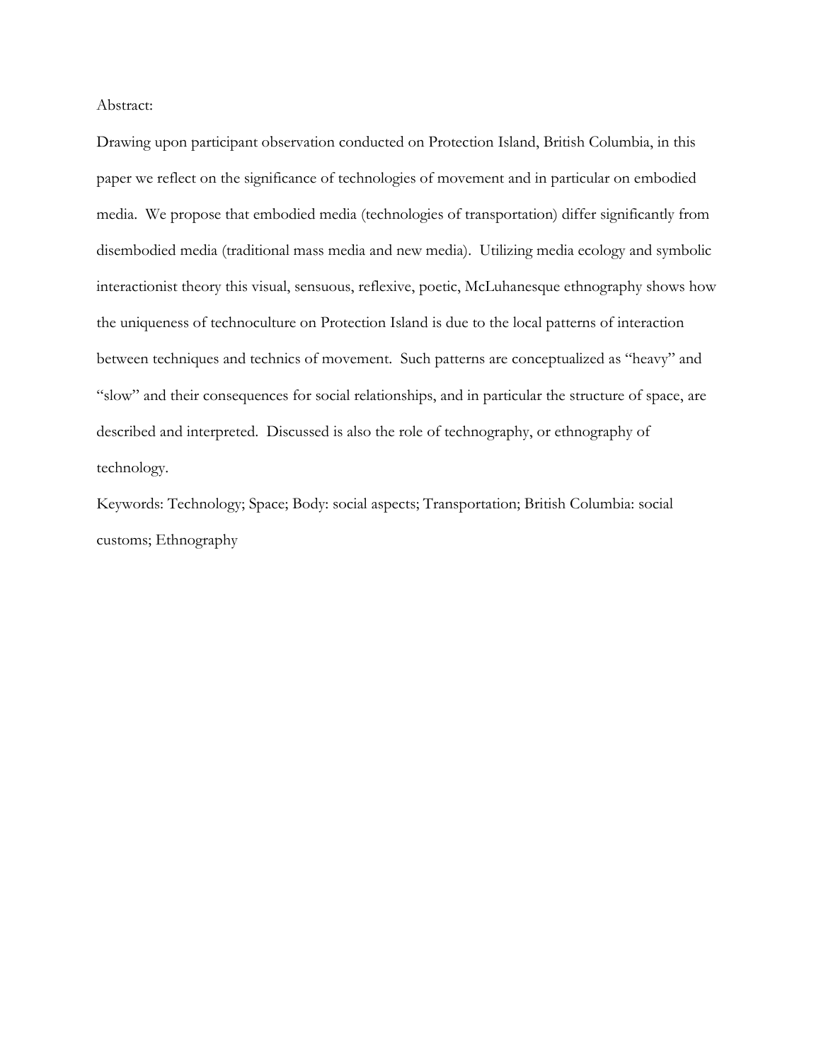Abstract:

Drawing upon participant observation conducted on Protection Island, British Columbia, in this paper we reflect on the significance of technologies of movement and in particular on embodied media. We propose that embodied media (technologies of transportation) differ significantly from disembodied media (traditional mass media and new media). Utilizing media ecology and symbolic interactionist theory this visual, sensuous, reflexive, poetic, McLuhanesque ethnography shows how the uniqueness of technoculture on Protection Island is due to the local patterns of interaction between techniques and technics of movement. Such patterns are conceptualized as "heavy" and "slow" and their consequences for social relationships, and in particular the structure of space, are described and interpreted. Discussed is also the role of technography, or ethnography of technology.

Keywords: Technology; Space; Body: social aspects; Transportation; British Columbia: social customs; Ethnography